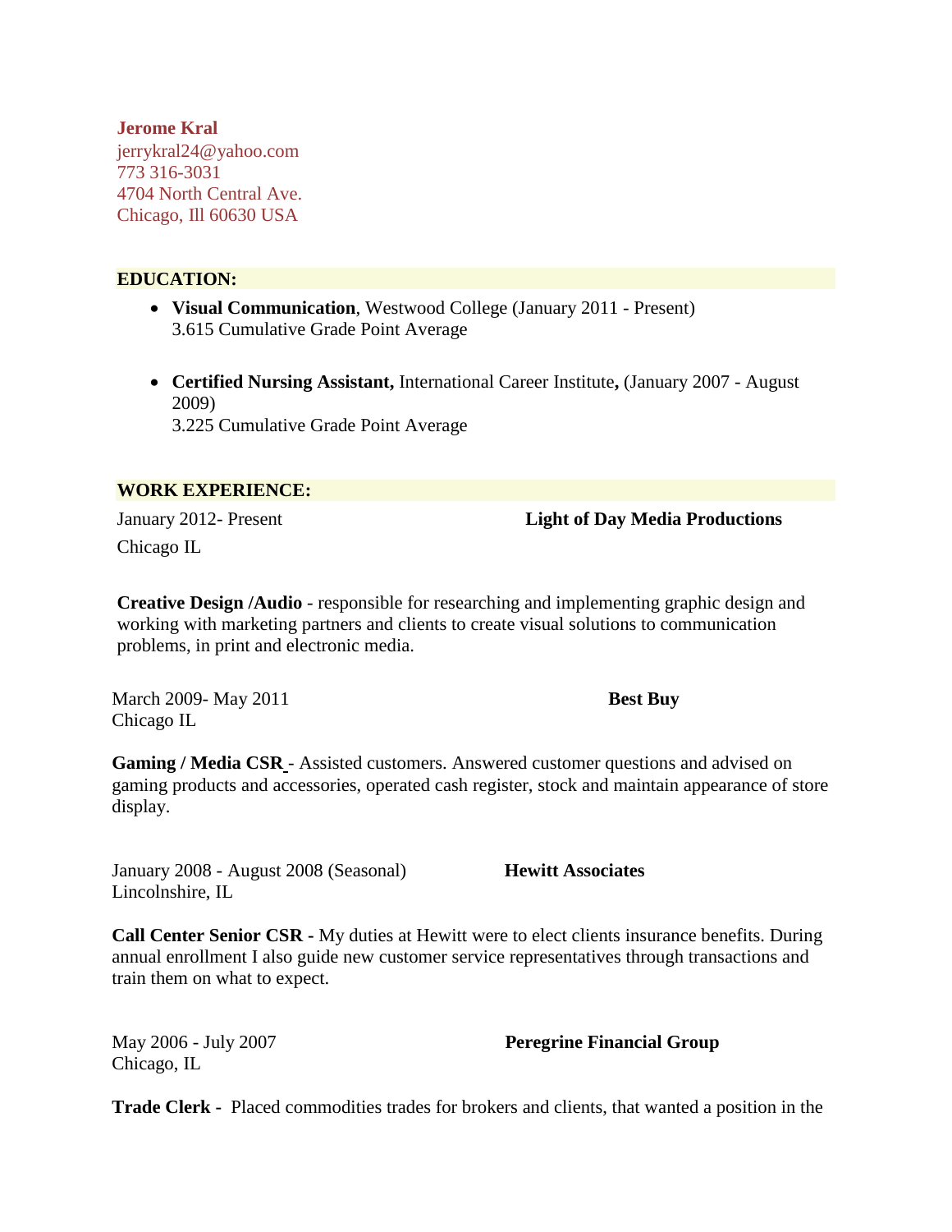**Jerome Kral**
jerrykral24@yahoo.com
773 316-3031
4704 North Central Ave.
Chicago, Ill 60630 USA

## EDUCATION:

- **Visual Communication**, Westwood College (January 2011 - Present)
  3.615 Cumulative Grade Point Average

- **Certified Nursing Assistant,** International Career Institute**,** (January 2007 - August 2009)
  3.225 Cumulative Grade Point Average

## WORK EXPERIENCE:

January 2012- Present **Light of Day Media Productions**
Chicago IL

**Creative Design /Audio** - responsible for researching and implementing graphic design and working with marketing partners and clients to create visual solutions to communication problems, in print and electronic media.

March 2009- May 2011 **Best Buy**
Chicago IL

**Gaming / Media CSR** - Assisted customers. Answered customer questions and advised on gaming products and accessories, operated cash register, stock and maintain appearance of store display.

January 2008 - August 2008 (Seasonal) **Hewitt Associates**
Lincolnshire, IL

**Call Center Senior CSR -** My duties at Hewitt were to elect clients insurance benefits. During annual enrollment I also guide new customer service representatives through transactions and train them on what to expect.

May 2006 - July 2007 **Peregrine Financial Group**
Chicago, IL

**Trade Clerk -** Placed commodities trades for brokers and clients, that wanted a position in the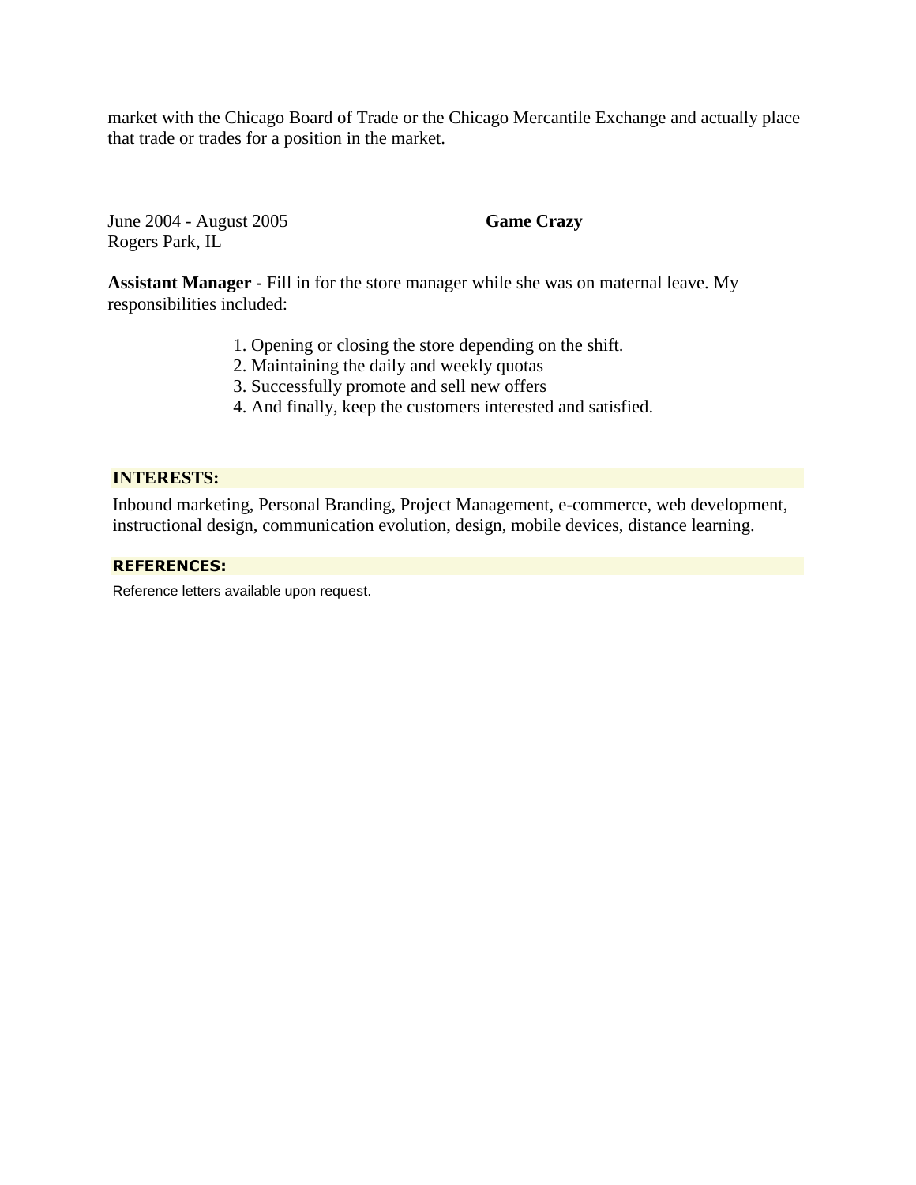market with the Chicago Board of Trade or the Chicago Mercantile Exchange and actually place that trade or trades for a position in the market.

June 2004 - August 2005 **Game Crazy**
Rogers Park, IL

**Assistant Manager -** Fill in for the store manager while she was on maternal leave. My responsibilities included:

1. Opening or closing the store depending on the shift.
2. Maintaining the daily and weekly quotas
3. Successfully promote and sell new offers
4. And finally, keep the customers interested and satisfied.

## INTERESTS:

Inbound marketing, Personal Branding, Project Management, e-commerce, web development, instructional design, communication evolution, design, mobile devices, distance learning.

## REFERENCES:

Reference letters available upon request.